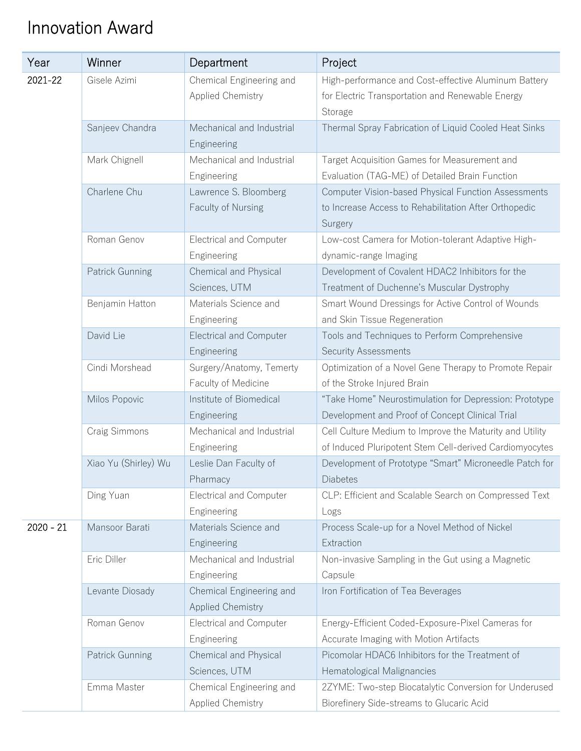# Innovation Award

| Year | Winner | Department | Project |
|---|---|---|---|
| 2021-22 | Gisele Azimi | Chemical Engineering and Applied Chemistry | High-performance and Cost-effective Aluminum Battery for Electric Transportation and Renewable Energy Storage |
| | Sanjeev Chandra | Mechanical and Industrial Engineering | Thermal Spray Fabrication of Liquid Cooled Heat Sinks |
| | Mark Chignell | Mechanical and Industrial Engineering | Target Acquisition Games for Measurement and Evaluation (TAG-ME) of Detailed Brain Function |
| | Charlene Chu | Lawrence S. Bloomberg Faculty of Nursing | Computer Vision-based Physical Function Assessments to Increase Access to Rehabilitation After Orthopedic Surgery |
| | Roman Genov | Electrical and Computer Engineering | Low-cost Camera for Motion-tolerant Adaptive High-dynamic-range Imaging |
| | Patrick Gunning | Chemical and Physical Sciences, UTM | Development of Covalent HDAC2 Inhibitors for the Treatment of Duchenne's Muscular Dystrophy |
| | Benjamin Hatton | Materials Science and Engineering | Smart Wound Dressings for Active Control of Wounds and Skin Tissue Regeneration |
| | David Lie | Electrical and Computer Engineering | Tools and Techniques to Perform Comprehensive Security Assessments |
| | Cindi Morshead | Surgery/Anatomy, Temerty Faculty of Medicine | Optimization of a Novel Gene Therapy to Promote Repair of the Stroke Injured Brain |
| | Milos Popovic | Institute of Biomedical Engineering | "Take Home" Neurostimulation for Depression: Prototype Development and Proof of Concept Clinical Trial |
| | Craig Simmons | Mechanical and Industrial Engineering | Cell Culture Medium to Improve the Maturity and Utility of Induced Pluripotent Stem Cell-derived Cardiomyocytes |
| | Xiao Yu (Shirley) Wu | Leslie Dan Faculty of Pharmacy | Development of Prototype "Smart" Microneedle Patch for Diabetes |
| | Ding Yuan | Electrical and Computer Engineering | CLP: Efficient and Scalable Search on Compressed Text Logs |
| 2020 - 21 | Mansoor Barati | Materials Science and Engineering | Process Scale-up for a Novel Method of Nickel Extraction |
| | Eric Diller | Mechanical and Industrial Engineering | Non-invasive Sampling in the Gut using a Magnetic Capsule |
| | Levante Diosady | Chemical Engineering and Applied Chemistry | Iron Fortification of Tea Beverages |
| | Roman Genov | Electrical and Computer Engineering | Energy-Efficient Coded-Exposure-Pixel Cameras for Accurate Imaging with Motion Artifacts |
| | Patrick Gunning | Chemical and Physical Sciences, UTM | Picomolar HDAC6 Inhibitors for the Treatment of Hematological Malignancies |
| | Emma Master | Chemical Engineering and Applied Chemistry | 2ZYME: Two-step Biocatalytic Conversion for Underused Biorefinery Side-streams to Glucaric Acid |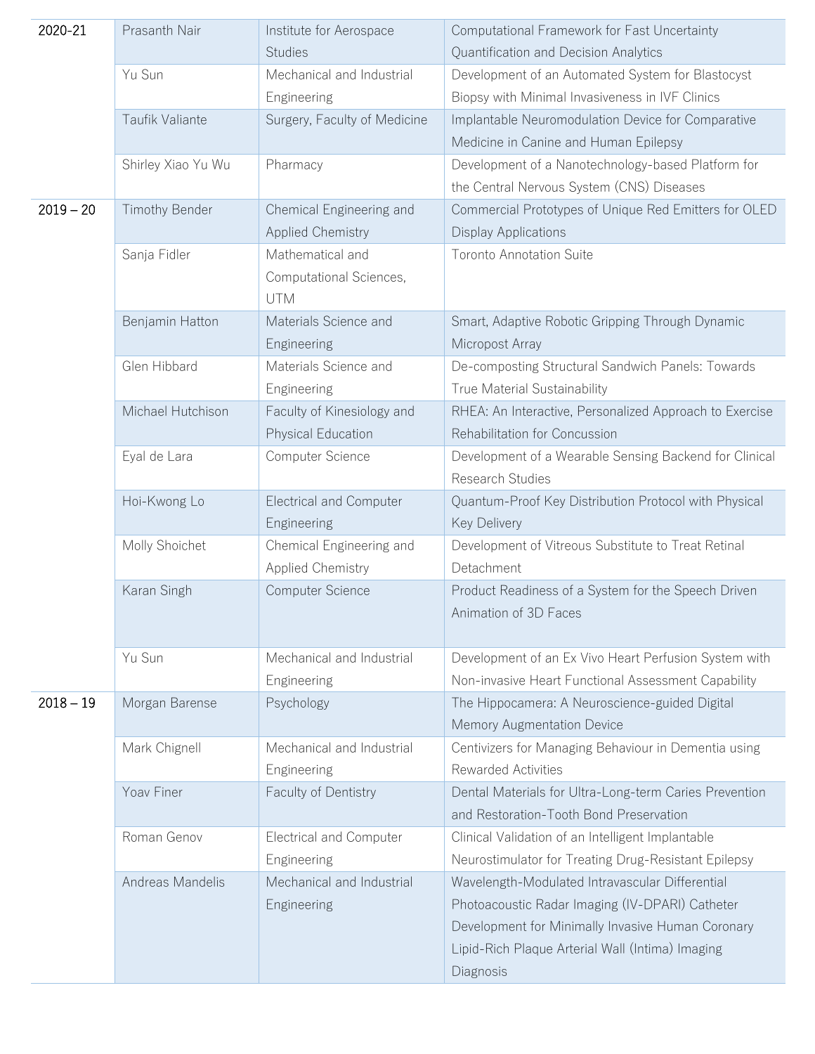| | | | |
|---|---|---|---|
| 2020-21 | Prasanth Nair | Institute for Aerospace Studies | Computational Framework for Fast Uncertainty Quantification and Decision Analytics |
| | Yu Sun | Mechanical and Industrial Engineering | Development of an Automated System for Blastocyst Biopsy with Minimal Invasiveness in IVF Clinics |
| | Taufik Valiante | Surgery, Faculty of Medicine | Implantable Neuromodulation Device for Comparative Medicine in Canine and Human Epilepsy |
| | Shirley Xiao Yu Wu | Pharmacy | Development of a Nanotechnology-based Platform for the Central Nervous System (CNS) Diseases |
| 2019 – 20 | Timothy Bender | Chemical Engineering and Applied Chemistry | Commercial Prototypes of Unique Red Emitters for OLED Display Applications |
| | Sanja Fidler | Mathematical and Computational Sciences, UTM | Toronto Annotation Suite |
| | Benjamin Hatton | Materials Science and Engineering | Smart, Adaptive Robotic Gripping Through Dynamic Micropost Array |
| | Glen Hibbard | Materials Science and Engineering | De-composting Structural Sandwich Panels: Towards True Material Sustainability |
| | Michael Hutchison | Faculty of Kinesiology and Physical Education | RHEA: An Interactive, Personalized Approach to Exercise Rehabilitation for Concussion |
| | Eyal de Lara | Computer Science | Development of a Wearable Sensing Backend for Clinical Research Studies |
| | Hoi-Kwong Lo | Electrical and Computer Engineering | Quantum-Proof Key Distribution Protocol with Physical Key Delivery |
| | Molly Shoichet | Chemical Engineering and Applied Chemistry | Development of Vitreous Substitute to Treat Retinal Detachment |
| | Karan Singh | Computer Science | Product Readiness of a System for the Speech Driven Animation of 3D Faces |
| | Yu Sun | Mechanical and Industrial Engineering | Development of an Ex Vivo Heart Perfusion System with Non-invasive Heart Functional Assessment Capability |
| 2018 – 19 | Morgan Barense | Psychology | The Hippocamera: A Neuroscience-guided Digital Memory Augmentation Device |
| | Mark Chignell | Mechanical and Industrial Engineering | Centivizers for Managing Behaviour in Dementia using Rewarded Activities |
| | Yoav Finer | Faculty of Dentistry | Dental Materials for Ultra-Long-term Caries Prevention and Restoration-Tooth Bond Preservation |
| | Roman Genov | Electrical and Computer Engineering | Clinical Validation of an Intelligent Implantable Neurostimulator for Treating Drug-Resistant Epilepsy |
| | Andreas Mandelis | Mechanical and Industrial Engineering | Wavelength-Modulated Intravascular Differential Photoacoustic Radar Imaging (IV-DPARI) Catheter Development for Minimally Invasive Human Coronary Lipid-Rich Plaque Arterial Wall (Intima) Imaging Diagnosis |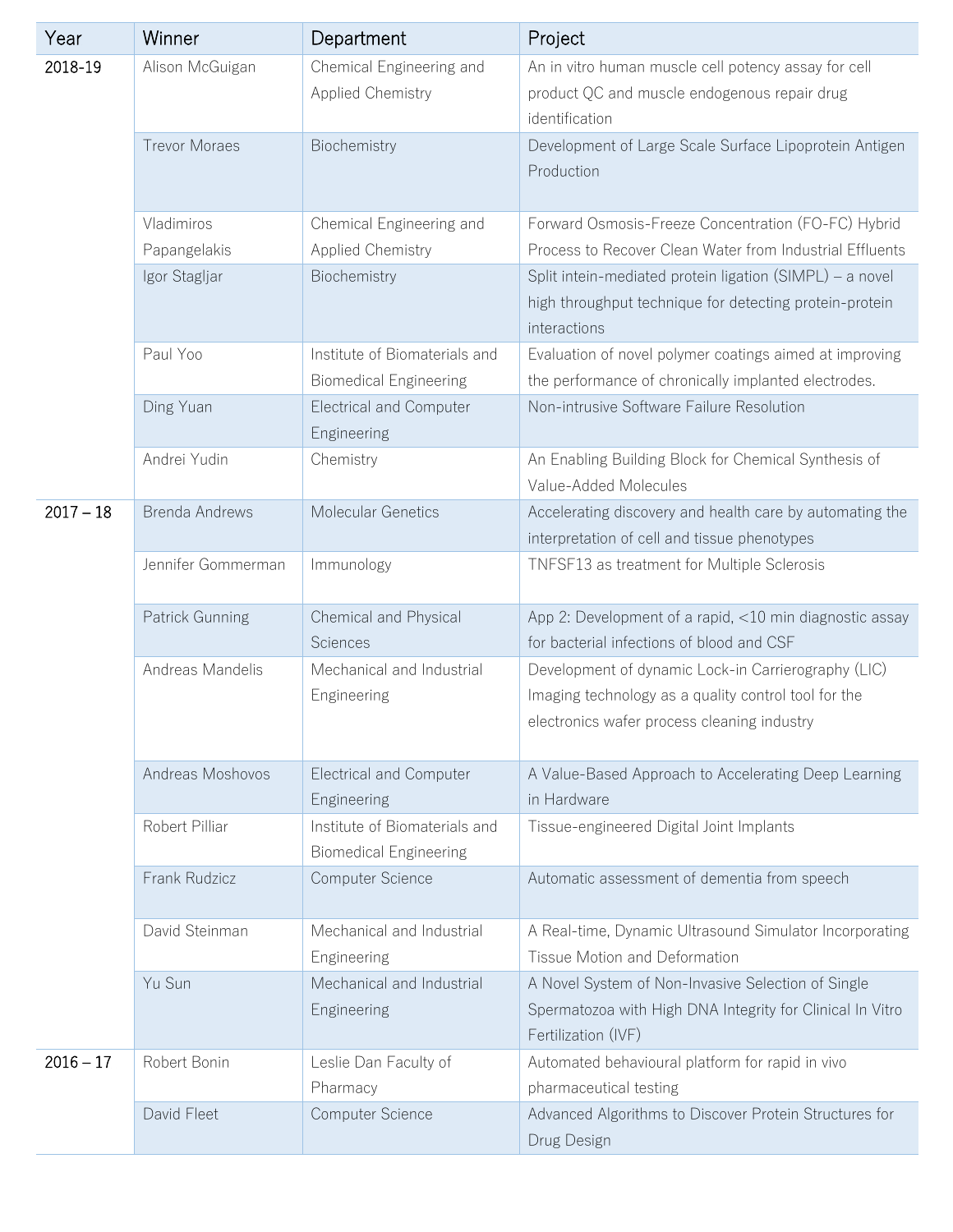| Year | Winner | Department | Project |
|---|---|---|---|
| 2018-19 | Alison McGuigan | Chemical Engineering and Applied Chemistry | An in vitro human muscle cell potency assay for cell product QC and muscle endogenous repair drug identification |
| | Trevor Moraes | Biochemistry | Development of Large Scale Surface Lipoprotein Antigen Production |
| | Vladimiros Papangelakis | Chemical Engineering and Applied Chemistry | Forward Osmosis-Freeze Concentration (FO-FC) Hybrid Process to Recover Clean Water from Industrial Effluents |
| | Igor Stagljar | Biochemistry | Split intein-mediated protein ligation (SIMPL) – a novel high throughput technique for detecting protein-protein interactions |
| | Paul Yoo | Institute of Biomaterials and Biomedical Engineering | Evaluation of novel polymer coatings aimed at improving the performance of chronically implanted electrodes. |
| | Ding Yuan | Electrical and Computer Engineering | Non-intrusive Software Failure Resolution |
| | Andrei Yudin | Chemistry | An Enabling Building Block for Chemical Synthesis of Value-Added Molecules |
| 2017 – 18 | Brenda Andrews | Molecular Genetics | Accelerating discovery and health care by automating the interpretation of cell and tissue phenotypes |
| | Jennifer Gommerman | Immunology | TNFSF13 as treatment for Multiple Sclerosis |
| | Patrick Gunning | Chemical and Physical Sciences | App 2: Development of a rapid, <10 min diagnostic assay for bacterial infections of blood and CSF |
| | Andreas Mandelis | Mechanical and Industrial Engineering | Development of dynamic Lock-in Carrierography (LIC) Imaging technology as a quality control tool for the electronics wafer process cleaning industry |
| | Andreas Moshovos | Electrical and Computer Engineering | A Value-Based Approach to Accelerating Deep Learning in Hardware |
| | Robert Pilliar | Institute of Biomaterials and Biomedical Engineering | Tissue-engineered Digital Joint Implants |
| | Frank Rudzicz | Computer Science | Automatic assessment of dementia from speech |
| | David Steinman | Mechanical and Industrial Engineering | A Real-time, Dynamic Ultrasound Simulator Incorporating Tissue Motion and Deformation |
| | Yu Sun | Mechanical and Industrial Engineering | A Novel System of Non-Invasive Selection of Single Spermatozoa with High DNA Integrity for Clinical In Vitro Fertilization (IVF) |
| 2016 – 17 | Robert Bonin | Leslie Dan Faculty of Pharmacy | Automated behavioural platform for rapid in vivo pharmaceutical testing |
| | David Fleet | Computer Science | Advanced Algorithms to Discover Protein Structures for Drug Design |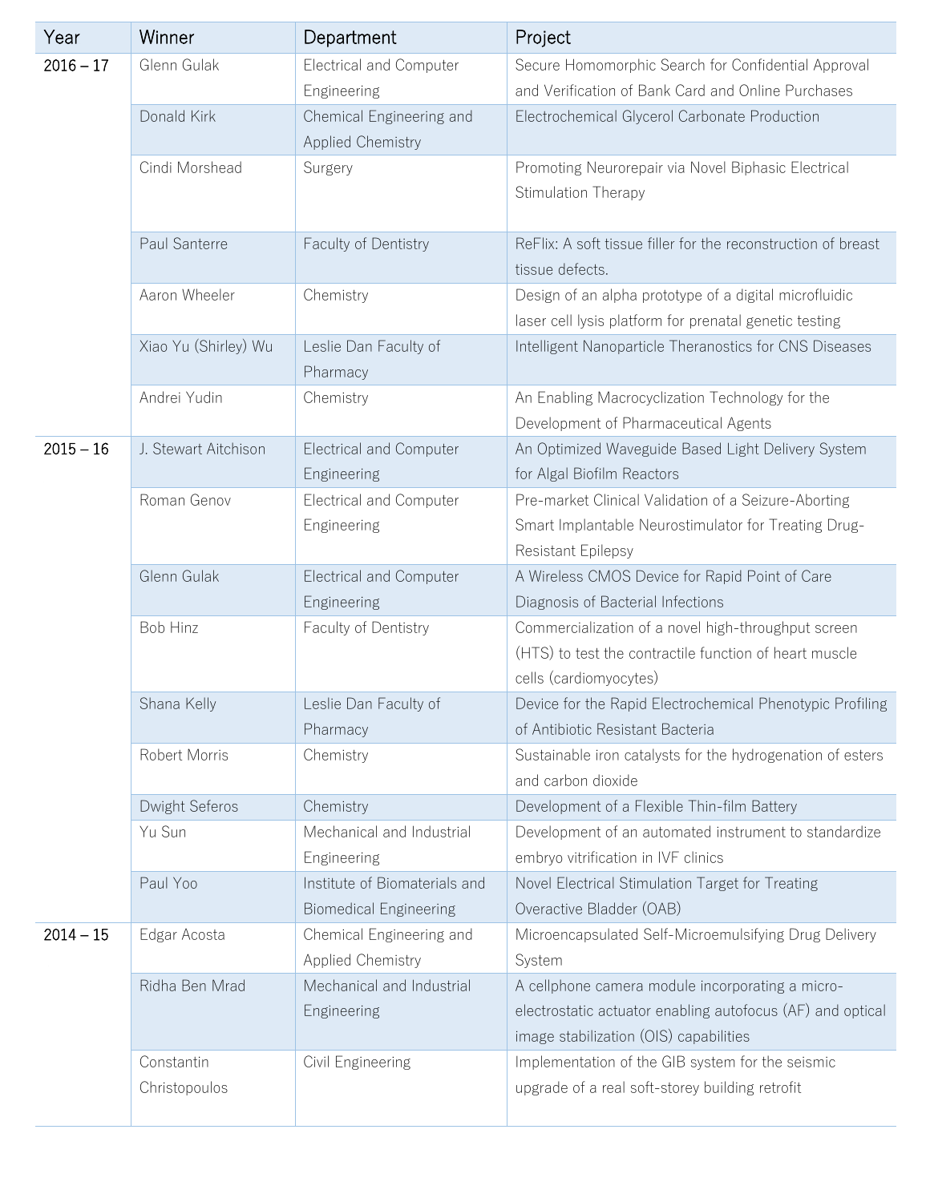| Year | Winner | Department | Project |
| --- | --- | --- | --- |
| 2016 – 17 | Glenn Gulak | Electrical and Computer Engineering | Secure Homomorphic Search for Confidential Approval and Verification of Bank Card and Online Purchases |
| | Donald Kirk | Chemical Engineering and Applied Chemistry | Electrochemical Glycerol Carbonate Production |
| | Cindi Morshead | Surgery | Promoting Neurorepair via Novel Biphasic Electrical Stimulation Therapy |
| | Paul Santerre | Faculty of Dentistry | ReFlix: A soft tissue filler for the reconstruction of breast tissue defects. |
| | Aaron Wheeler | Chemistry | Design of an alpha prototype of a digital microfluidic laser cell lysis platform for prenatal genetic testing |
| | Xiao Yu (Shirley) Wu | Leslie Dan Faculty of Pharmacy | Intelligent Nanoparticle Theranostics for CNS Diseases |
| | Andrei Yudin | Chemistry | An Enabling Macrocyclization Technology for the Development of Pharmaceutical Agents |
| 2015 – 16 | J. Stewart Aitchison | Electrical and Computer Engineering | An Optimized Waveguide Based Light Delivery System for Algal Biofilm Reactors |
| | Roman Genov | Electrical and Computer Engineering | Pre-market Clinical Validation of a Seizure-Aborting Smart Implantable Neurostimulator for Treating Drug-Resistant Epilepsy |
| | Glenn Gulak | Electrical and Computer Engineering | A Wireless CMOS Device for Rapid Point of Care Diagnosis of Bacterial Infections |
| | Bob Hinz | Faculty of Dentistry | Commercialization of a novel high-throughput screen (HTS) to test the contractile function of heart muscle cells (cardiomyocytes) |
| | Shana Kelly | Leslie Dan Faculty of Pharmacy | Device for the Rapid Electrochemical Phenotypic Profiling of Antibiotic Resistant Bacteria |
| | Robert Morris | Chemistry | Sustainable iron catalysts for the hydrogenation of esters and carbon dioxide |
| | Dwight Seferos | Chemistry | Development of a Flexible Thin-film Battery |
| | Yu Sun | Mechanical and Industrial Engineering | Development of an automated instrument to standardize embryo vitrification in IVF clinics |
| | Paul Yoo | Institute of Biomaterials and Biomedical Engineering | Novel Electrical Stimulation Target for Treating Overactive Bladder (OAB) |
| 2014 – 15 | Edgar Acosta | Chemical Engineering and Applied Chemistry | Microencapsulated Self-Microemulsifying Drug Delivery System |
| | Ridha Ben Mrad | Mechanical and Industrial Engineering | A cellphone camera module incorporating a micro-electrostatic actuator enabling autofocus (AF) and optical image stabilization (OIS) capabilities |
| | Constantin Christopoulos | Civil Engineering | Implementation of the GIB system for the seismic upgrade of a real soft-storey building retrofit |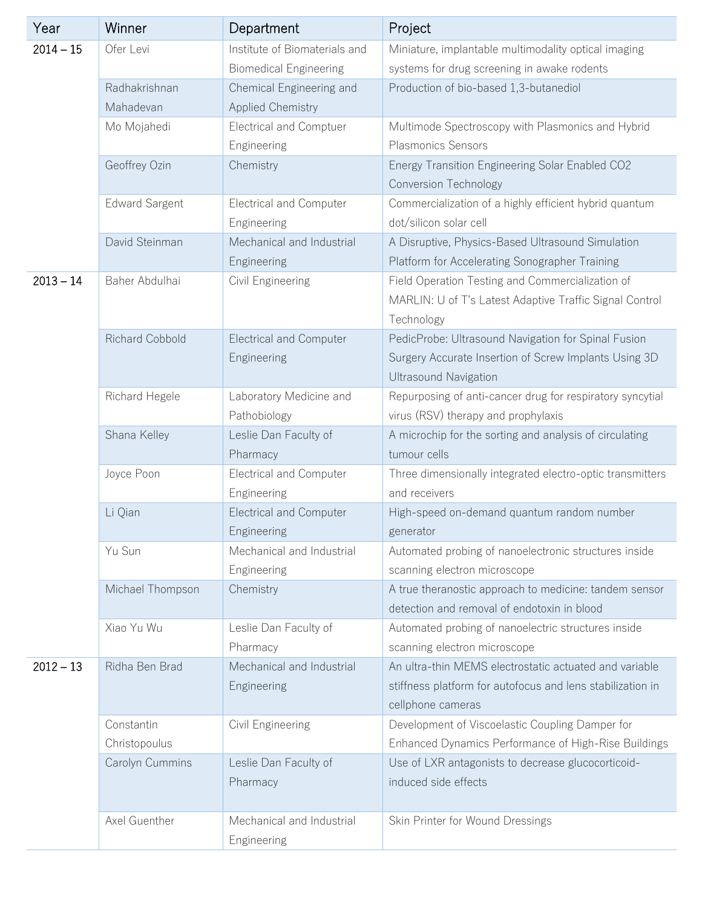| Year | Winner | Department | Project |
|---|---|---|---|
| 2014 – 15 | Ofer Levi | Institute of Biomaterials and Biomedical Engineering | Miniature, implantable multimodality optical imaging systems for drug screening in awake rodents |
| | Radhakrishnan Mahadevan | Chemical Engineering and Applied Chemistry | Production of bio-based 1,3-butanediol |
| | Mo Mojahedi | Electrical and Comptuer Engineering | Multimode Spectroscopy with Plasmonics and Hybrid Plasmonics Sensors |
| | Geoffrey Ozin | Chemistry | Energy Transition Engineering Solar Enabled CO2 Conversion Technology |
| | Edward Sargent | Electrical and Computer Engineering | Commercialization of a highly efficient hybrid quantum dot/silicon solar cell |
| | David Steinman | Mechanical and Industrial Engineering | A Disruptive, Physics-Based Ultrasound Simulation Platform for Accelerating Sonographer Training |
| 2013 – 14 | Baher Abdulhai | Civil Engineering | Field Operation Testing and Commercialization of MARLIN: U of T's Latest Adaptive Traffic Signal Control Technology |
| | Richard Cobbold | Electrical and Computer Engineering | PedicProbe: Ultrasound Navigation for Spinal Fusion Surgery Accurate Insertion of Screw Implants Using 3D Ultrasound Navigation |
| | Richard Hegele | Laboratory Medicine and Pathobiology | Repurposing of anti-cancer drug for respiratory syncytial virus (RSV) therapy and prophylaxis |
| | Shana Kelley | Leslie Dan Faculty of Pharmacy | A microchip for the sorting and analysis of circulating tumour cells |
| | Joyce Poon | Electrical and Computer Engineering | Three dimensionally integrated electro-optic transmitters and receivers |
| | Li Qian | Electrical and Computer Engineering | High-speed on-demand quantum random number generator |
| | Yu Sun | Mechanical and Industrial Engineering | Automated probing of nanoelectronic structures inside scanning electron microscope |
| | Michael Thompson | Chemistry | A true theranostic approach to medicine: tandem sensor detection and removal of endotoxin in blood |
| | Xiao Yu Wu | Leslie Dan Faculty of Pharmacy | Automated probing of nanoelectric structures inside scanning electron microscope |
| 2012 – 13 | Ridha Ben Brad | Mechanical and Industrial Engineering | An ultra-thin MEMS electrostatic actuated and variable stiffness platform for autofocus and lens stabilization in cellphone cameras |
| | Constantin Christopoulus | Civil Engineering | Development of Viscoelastic Coupling Damper for Enhanced Dynamics Performance of High-Rise Buildings |
| | Carolyn Cummins | Leslie Dan Faculty of Pharmacy | Use of LXR antagonists to decrease glucocorticoid-induced side effects |
| | Axel Guenther | Mechanical and Industrial Engineering | Skin Printer for Wound Dressings |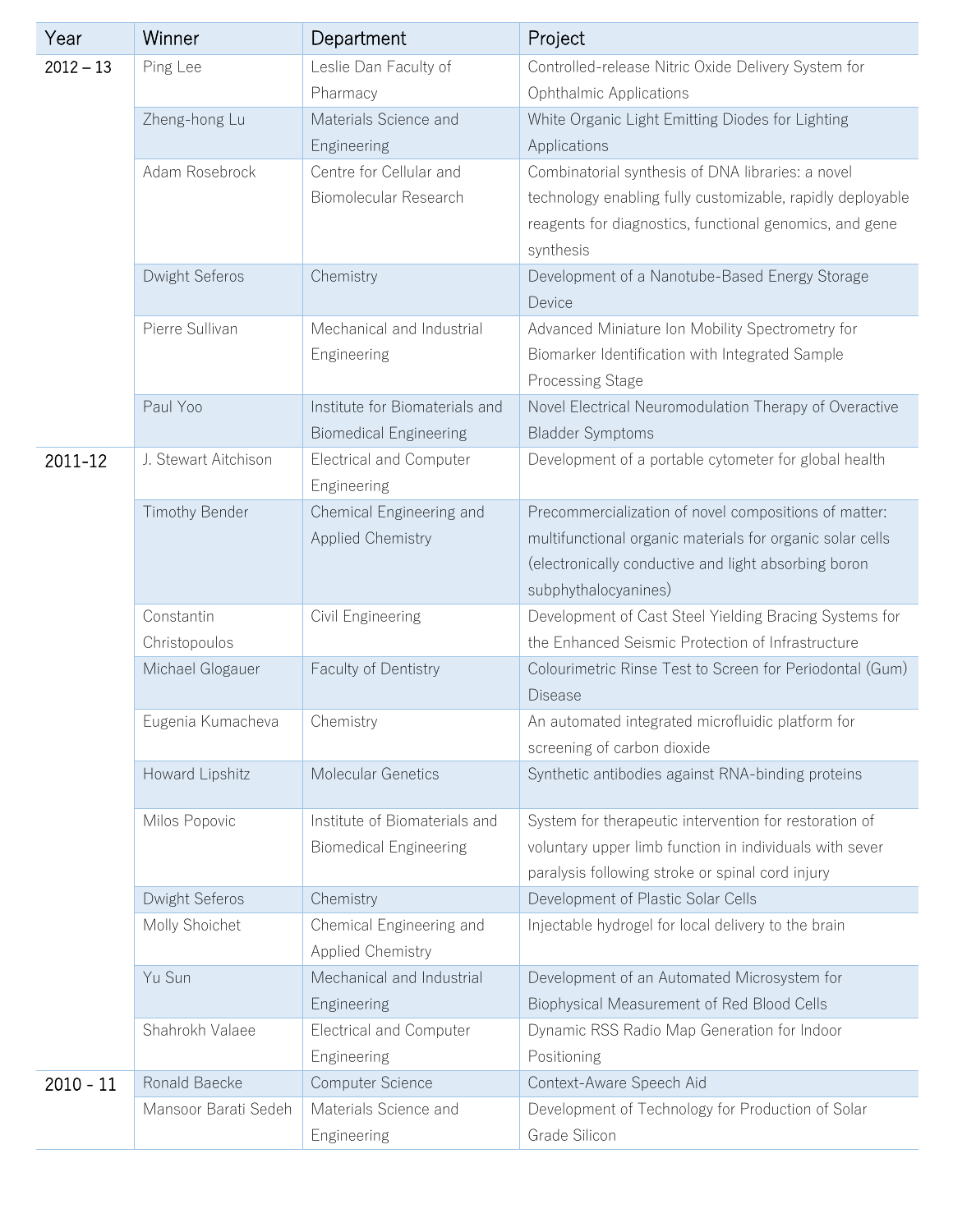| Year | Winner | Department | Project |
| --- | --- | --- | --- |
| 2012 – 13 | Ping Lee | Leslie Dan Faculty of Pharmacy | Controlled-release Nitric Oxide Delivery System for Ophthalmic Applications |
| | Zheng-hong Lu | Materials Science and Engineering | White Organic Light Emitting Diodes for Lighting Applications |
| | Adam Rosebrock | Centre for Cellular and Biomolecular Research | Combinatorial synthesis of DNA libraries: a novel technology enabling fully customizable, rapidly deployable reagents for diagnostics, functional genomics, and gene synthesis |
| | Dwight Seferos | Chemistry | Development of a Nanotube-Based Energy Storage Device |
| | Pierre Sullivan | Mechanical and Industrial Engineering | Advanced Miniature Ion Mobility Spectrometry for Biomarker Identification with Integrated Sample Processing Stage |
| | Paul Yoo | Institute for Biomaterials and Biomedical Engineering | Novel Electrical Neuromodulation Therapy of Overactive Bladder Symptoms |
| 2011-12 | J. Stewart Aitchison | Electrical and Computer Engineering | Development of a portable cytometer for global health |
| | Timothy Bender | Chemical Engineering and Applied Chemistry | Precommercialization of novel compositions of matter: multifunctional organic materials for organic solar cells (electronically conductive and light absorbing boron subphythalocyanines) |
| | Constantin Christopoulos | Civil Engineering | Development of Cast Steel Yielding Bracing Systems for the Enhanced Seismic Protection of Infrastructure |
| | Michael Glogauer | Faculty of Dentistry | Colourimetric Rinse Test to Screen for Periodontal (Gum) Disease |
| | Eugenia Kumacheva | Chemistry | An automated integrated microfluidic platform for screening of carbon dioxide |
| | Howard Lipshitz | Molecular Genetics | Synthetic antibodies against RNA-binding proteins |
| | Milos Popovic | Institute of Biomaterials and Biomedical Engineering | System for therapeutic intervention for restoration of voluntary upper limb function in individuals with sever paralysis following stroke or spinal cord injury |
| | Dwight Seferos | Chemistry | Development of Plastic Solar Cells |
| | Molly Shoichet | Chemical Engineering and Applied Chemistry | Injectable hydrogel for local delivery to the brain |
| | Yu Sun | Mechanical and Industrial Engineering | Development of an Automated Microsystem for Biophysical Measurement of Red Blood Cells |
| | Shahrokh Valaee | Electrical and Computer Engineering | Dynamic RSS Radio Map Generation for Indoor Positioning |
| 2010 - 11 | Ronald Baecke | Computer Science | Context-Aware Speech Aid |
| | Mansoor Barati Sedeh | Materials Science and Engineering | Development of Technology for Production of Solar Grade Silicon |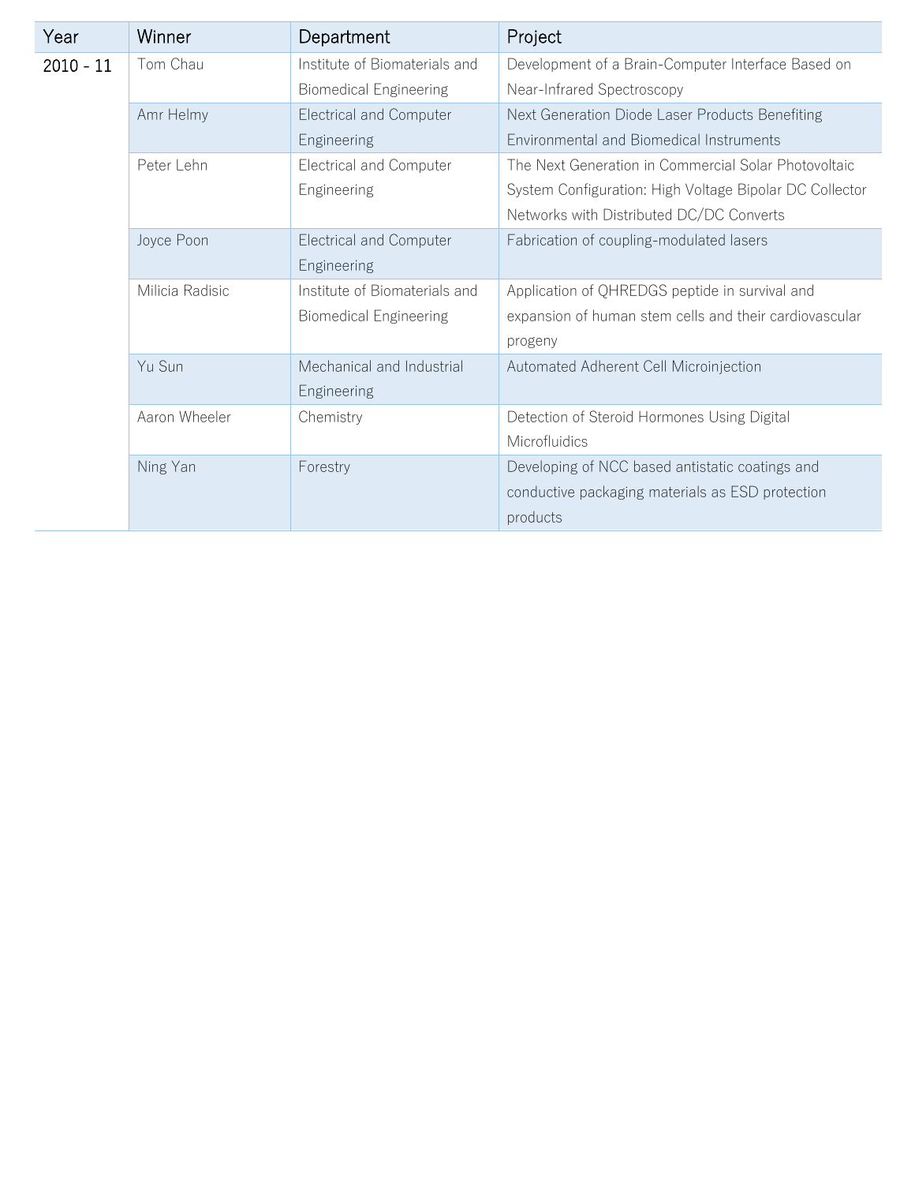| Year | Winner | Department | Project |
|---|---|---|---|
| 2010 - 11 | Tom Chau | Institute of Biomaterials and Biomedical Engineering | Development of a Brain-Computer Interface Based on Near-Infrared Spectroscopy |
| | Amr Helmy | Electrical and Computer Engineering | Next Generation Diode Laser Products Benefiting Environmental and Biomedical Instruments |
| | Peter Lehn | Electrical and Computer Engineering | The Next Generation in Commercial Solar Photovoltaic System Configuration: High Voltage Bipolar DC Collector Networks with Distributed DC/DC Converts |
| | Joyce Poon | Electrical and Computer Engineering | Fabrication of coupling-modulated lasers |
| | Milicia Radisic | Institute of Biomaterials and Biomedical Engineering | Application of QHREDGS peptide in survival and expansion of human stem cells and their cardiovascular progeny |
| | Yu Sun | Mechanical and Industrial Engineering | Automated Adherent Cell Microinjection |
| | Aaron Wheeler | Chemistry | Detection of Steroid Hormones Using Digital Microfluidics |
| | Ning Yan | Forestry | Developing of NCC based antistatic coatings and conductive packaging materials as ESD protection products |